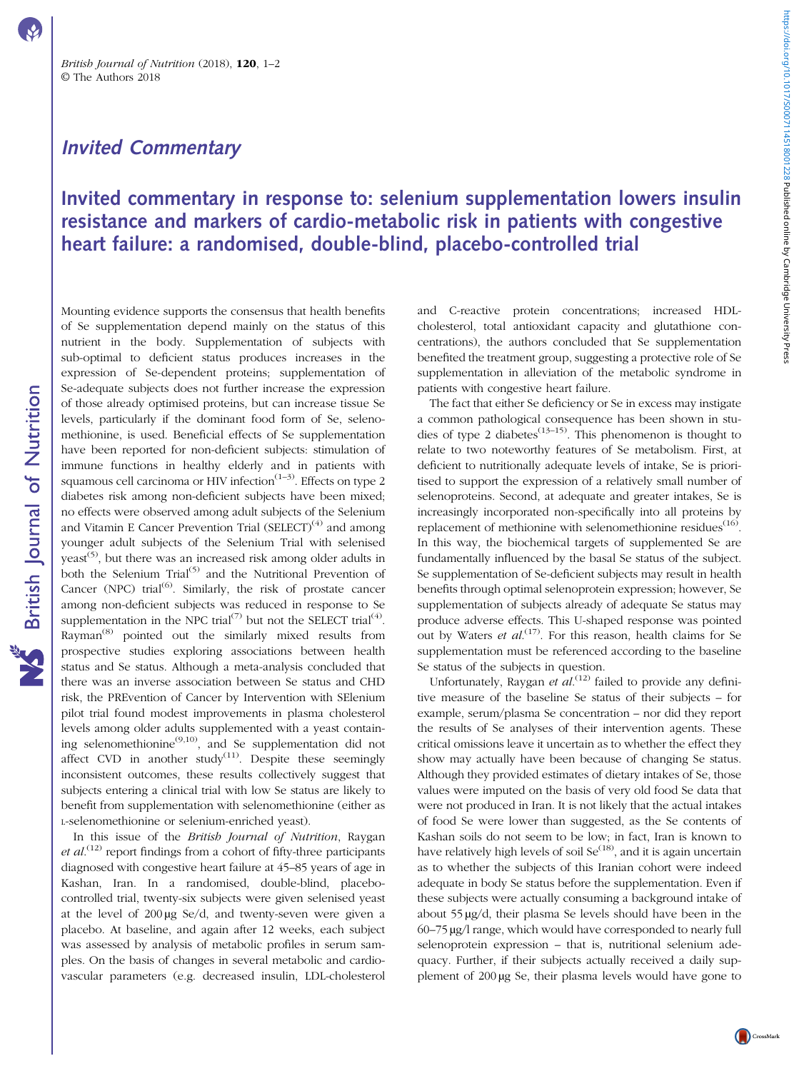# Invited Commentary

## Invited commentary in response to: selenium supplementation lowers insulin resistance and markers of cardio-metabolic risk in patients with congestive heart failure: a randomised, double-blind, placebo-controlled trial

Mounting evidence supports the consensus that health benefits of Se supplementation depend mainly on the status of this nutrient in the body. Supplementation of subjects with sub-optimal to deficient status produces increases in the expression of Se-dependent proteins; supplementation of Se-adequate subjects does not further increase the expression of those already optimised proteins, but can increase tissue Se levels, particularly if the dominant food form of Se, selenomethionine, is used. Beneficial effects of Se supplementation have been reported for non-deficient subjects: stimulation of immune functions in healthy elderly and in patients with squamous cell carcinoma or HIV infection[1–3]. Effects on type 2 diabetes risk among non-deficient subjects have been mixed; no effects were observed among adult subjects of the Selenium and Vitamin E Cancer Prevention Trial (SELECT)[4] and among younger adult subjects of the Selenium Trial with selenised yeast[5], but there was an increased risk among older adults in both the Selenium Trial[5] and the Nutritional Prevention of Cancer (NPC) trial[6]. Similarly, the risk of prostate cancer among non-deficient subjects was reduced in response to Se supplementation in the NPC trial[7] but not the SELECT trial[4]. Rayman[8] pointed out the similarly mixed results from prospective studies exploring associations between health status and Se status. Although a meta-analysis concluded that there was an inverse association between Se status and CHD risk, the PREvention of Cancer by Intervention with SElenium pilot trial found modest improvements in plasma cholesterol levels among older adults supplemented with a yeast containing selenomethionine[9,10], and Se supplementation did not affect CVD in another study[11]. Despite these seemingly inconsistent outcomes, these results collectively suggest that subjects entering a clinical trial with low Se status are likely to benefit from supplementation with selenomethionine (either as L-selenomethionine or selenium-enriched yeast).

In this issue of the *British Journal of Nutrition*, Raygan *et al.*[12] report findings from a cohort of fifty-three participants diagnosed with congestive heart failure at 45–85 years of age in Kashan, Iran. In a randomised, double-blind, placebo-controlled trial, twenty-six subjects were given selenised yeast at the level of 200 µg Se/d, and twenty-seven were given a placebo. At baseline, and again after 12 weeks, each subject was assessed by analysis of metabolic profiles in serum samples. On the basis of changes in several metabolic and cardiovascular parameters (e.g. decreased insulin, LDL-cholesterol and C-reactive protein concentrations; increased HDL-cholesterol, total antioxidant capacity and glutathione concentrations), the authors concluded that Se supplementation benefited the treatment group, suggesting a protective role of Se supplementation in alleviation of the metabolic syndrome in patients with congestive heart failure.

The fact that either Se deficiency or Se in excess may instigate a common pathological consequence has been shown in studies of type 2 diabetes[13–15]. This phenomenon is thought to relate to two noteworthy features of Se metabolism. First, at deficient to nutritionally adequate levels of intake, Se is prioritised to support the expression of a relatively small number of selenoproteins. Second, at adequate and greater intakes, Se is increasingly incorporated non-specifically into all proteins by replacement of methionine with selenomethionine residues[16]. In this way, the biochemical targets of supplemented Se are fundamentally influenced by the basal Se status of the subject. Se supplementation of Se-deficient subjects may result in health benefits through optimal selenoprotein expression; however, Se supplementation of subjects already of adequate Se status may produce adverse effects. This U-shaped response was pointed out by Waters *et al.*[17]. For this reason, health claims for Se supplementation must be referenced according to the baseline Se status of the subjects in question.

Unfortunately, Raygan *et al.*[12] failed to provide any definitive measure of the baseline Se status of their subjects – for example, serum/plasma Se concentration – nor did they report the results of Se analyses of their intervention agents. These critical omissions leave it uncertain as to whether the effect they show may actually have been because of changing Se status. Although they provided estimates of dietary intakes of Se, those values were imputed on the basis of very old food Se data that were not produced in Iran. It is not likely that the actual intakes of food Se were lower than suggested, as the Se contents of Kashan soils do not seem to be low; in fact, Iran is known to have relatively high levels of soil Se[18], and it is again uncertain as to whether the subjects of this Iranian cohort were indeed adequate in body Se status before the supplementation. Even if these subjects were actually consuming a background intake of about 55 µg/d, their plasma Se levels should have been in the 60–75 µg/l range, which would have corresponded to nearly full selenoprotein expression – that is, nutritional selenium adequacy. Further, if their subjects actually received a daily supplement of 200 µg Se, their plasma levels would have gone to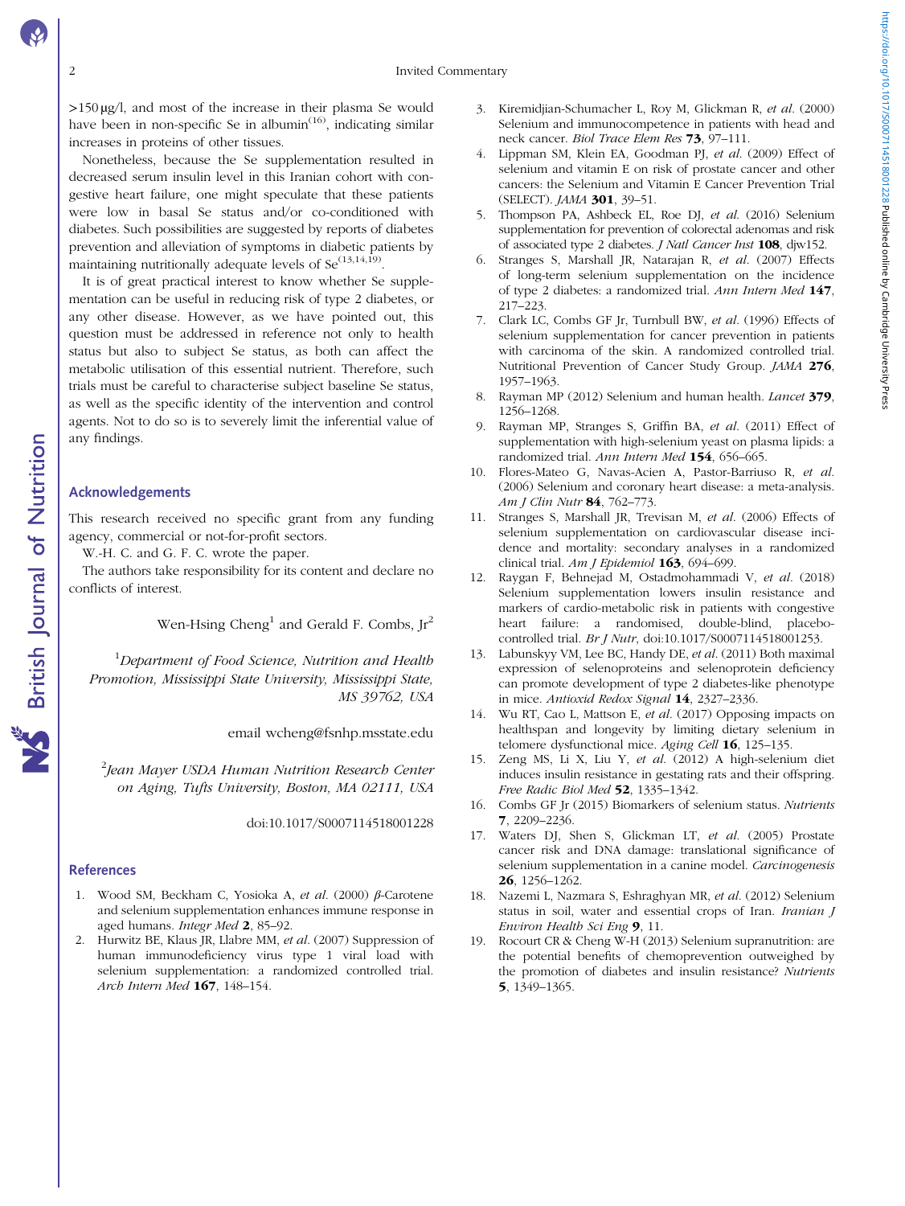>150 µg/l, and most of the increase in their plasma Se would have been in non-specific Se in albumin[16], indicating similar increases in proteins of other tissues.

Nonetheless, because the Se supplementation resulted in decreased serum insulin level in this Iranian cohort with congestive heart failure, one might speculate that these patients were low in basal Se status and/or co-conditioned with diabetes. Such possibilities are suggested by reports of diabetes prevention and alleviation of symptoms in diabetic patients by maintaining nutritionally adequate levels of Se[13,14,19].

It is of great practical interest to know whether Se supplementation can be useful in reducing risk of type 2 diabetes, or any other disease. However, as we have pointed out, this question must be addressed in reference not only to health status but also to subject Se status, as both can affect the metabolic utilisation of this essential nutrient. Therefore, such trials must be careful to characterise subject baseline Se status, as well as the specific identity of the intervention and control agents. Not to do so is to severely limit the inferential value of any findings.

## Acknowledgements

This research received no specific grant from any funding agency, commercial or not-for-profit sectors.

W.-H. C. and G. F. C. wrote the paper.

The authors take responsibility for its content and declare no conflicts of interest.

Wen-Hsing Cheng[1] and Gerald F. Combs, Jr[2]

[1]*Department of Food Science, Nutrition and Health Promotion, Mississippi State University, Mississippi State, MS 39762, USA*

email wcheng@fsnhp.msstate.edu

[2]*Jean Mayer USDA Human Nutrition Research Center on Aging, Tufts University, Boston, MA 02111, USA*

doi:10.1017/S0007114518001228

## References

1. Wood SM, Beckham C, Yosioka A, *et al.* (2000) β-Carotene and selenium supplementation enhances immune response in aged humans. *Integr Med* **2**, 85–92.
2. Hurwitz BE, Klaus JR, Llabre MM, *et al.* (2007) Suppression of human immunodeficiency virus type 1 viral load with selenium supplementation: a randomized controlled trial. *Arch Intern Med* **167**, 148–154.
3. Kiremidjian-Schumacher L, Roy M, Glickman R, *et al.* (2000) Selenium and immunocompetence in patients with head and neck cancer. *Biol Trace Elem Res* **73**, 97–111.
4. Lippman SM, Klein EA, Goodman PJ, *et al.* (2009) Effect of selenium and vitamin E on risk of prostate cancer and other cancers: the Selenium and Vitamin E Cancer Prevention Trial (SELECT). *JAMA* **301**, 39–51.
5. Thompson PA, Ashbeck EL, Roe DJ, *et al.* (2016) Selenium supplementation for prevention of colorectal adenomas and risk of associated type 2 diabetes. *J Natl Cancer Inst* **108**, djw152.
6. Stranges S, Marshall JR, Natarajan R, *et al.* (2007) Effects of long-term selenium supplementation on the incidence of type 2 diabetes: a randomized trial. *Ann Intern Med* **147**, 217–223.
7. Clark LC, Combs GF Jr, Turnbull BW, *et al.* (1996) Effects of selenium supplementation for cancer prevention in patients with carcinoma of the skin. A randomized controlled trial. Nutritional Prevention of Cancer Study Group. *JAMA* **276**, 1957–1963.
8. Rayman MP (2012) Selenium and human health. *Lancet* **379**, 1256–1268.
9. Rayman MP, Stranges S, Griffin BA, *et al.* (2011) Effect of supplementation with high-selenium yeast on plasma lipids: a randomized trial. *Ann Intern Med* **154**, 656–665.
10. Flores-Mateo G, Navas-Acien A, Pastor-Barriuso R, *et al.* (2006) Selenium and coronary heart disease: a meta-analysis. *Am J Clin Nutr* **84**, 762–773.
11. Stranges S, Marshall JR, Trevisan M, *et al.* (2006) Effects of selenium supplementation on cardiovascular disease incidence and mortality: secondary analyses in a randomized clinical trial. *Am J Epidemiol* **163**, 694–699.
12. Raygan F, Behnejad M, Ostadmohammadi V, *et al.* (2018) Selenium supplementation lowers insulin resistance and markers of cardio-metabolic risk in patients with congestive heart failure: a randomised, double-blind, placebo-controlled trial. *Br J Nutr*, doi:10.1017/S0007114518001253.
13. Labunskyy VM, Lee BC, Handy DE, *et al.* (2011) Both maximal expression of selenoproteins and selenoprotein deficiency can promote development of type 2 diabetes-like phenotype in mice. *Antioxid Redox Signal* **14**, 2327–2336.
14. Wu RT, Cao L, Mattson E, *et al.* (2017) Opposing impacts on healthspan and longevity by limiting dietary selenium in telomere dysfunctional mice. *Aging Cell* **16**, 125–135.
15. Zeng MS, Li X, Liu Y, *et al.* (2012) A high-selenium diet induces insulin resistance in gestating rats and their offspring. *Free Radic Biol Med* **52**, 1335–1342.
16. Combs GF Jr (2015) Biomarkers of selenium status. *Nutrients* **7**, 2209–2236.
17. Waters DJ, Shen S, Glickman LT, *et al.* (2005) Prostate cancer risk and DNA damage: translational significance of selenium supplementation in a canine model. *Carcinogenesis* **26**, 1256–1262.
18. Nazemi L, Nazmara S, Eshraghyan MR, *et al.* (2012) Selenium status in soil, water and essential crops of Iran. *Iranian J Environ Health Sci Eng* **9**, 11.
19. Rocourt CR & Cheng W-H (2013) Selenium supranutrition: are the potential benefits of chemoprevention outweighed by the promotion of diabetes and insulin resistance? *Nutrients* **5**, 1349–1365.